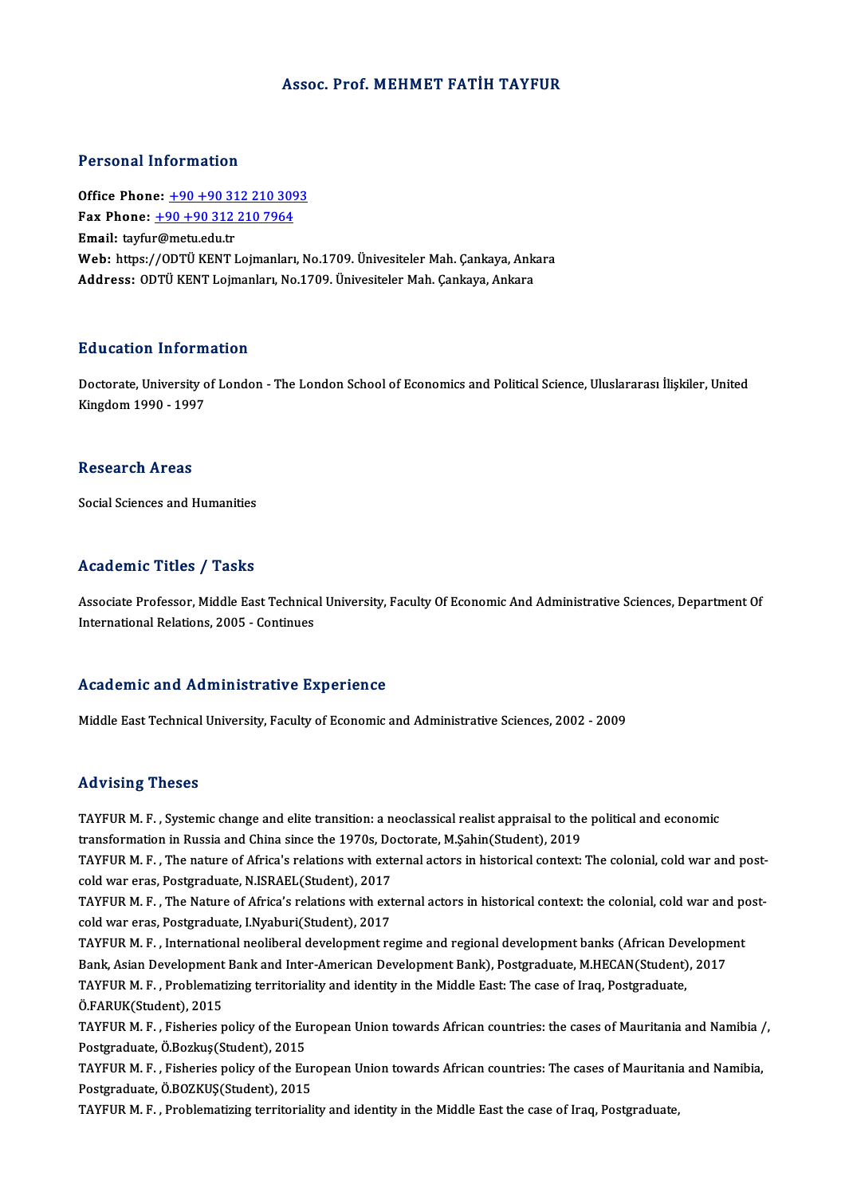# Assoc. Prof. MEHMET FATİH TAYFUR

## Personal Information

**Office Phone:** +90 +90 312 210 3093
**Fax Phone:** +90 +90 312 210 7964
**Email:** tayfur@metu.edu.tr
**Web:** https://ODTÜ KENT Lojmanları, No.1709. Ünivesiteler Mah. Çankaya, Ankara
**Address:** ODTÜ KENT Lojmanları, No.1709. Ünivesiteler Mah. Çankaya, Ankara

## Education Information

Doctorate, University of London - The London School of Economics and Political Science, Uluslararası İlişkiler, United Kingdom 1990 - 1997

## Research Areas

Social Sciences and Humanities

## Academic Titles / Tasks

Associate Professor, Middle East Technical University, Faculty Of Economic And Administrative Sciences, Department Of International Relations, 2005 - Continues

## Academic and Administrative Experience

Middle East Technical University, Faculty of Economic and Administrative Sciences, 2002 - 2009

## Advising Theses

TAYFUR M. F. , Systemic change and elite transition: a neoclassical realist appraisal to the political and economic transformation in Russia and China since the 1970s, Doctorate, M.Şahin(Student), 2019

TAYFUR M. F. , The nature of Africa's relations with external actors in historical context: The colonial, cold war and post-cold war eras, Postgraduate, N.ISRAEL(Student), 2017

TAYFUR M. F. , The Nature of Africa's relations with external actors in historical context: the colonial, cold war and post-cold war eras, Postgraduate, I.Nyaburi(Student), 2017

TAYFUR M. F. , International neoliberal development regime and regional development banks (African Development Bank, Asian Development Bank and Inter-American Development Bank), Postgraduate, M.HECAN(Student), 2017

TAYFUR M. F. , Problematizing territoriality and identity in the Middle East: The case of Iraq, Postgraduate, Ö.FARUK(Student), 2015

TAYFUR M. F. , Fisheries policy of the European Union towards African countries: the cases of Mauritania and Namibia /, Postgraduate, Ö.Bozkuş(Student), 2015

TAYFUR M. F. , Fisheries policy of the European Union towards African countries: The cases of Mauritania and Namibia, Postgraduate, Ö.BOZKUŞ(Student), 2015

TAYFUR M. F. , Problematizing territoriality and identity in the Middle East the case of Iraq, Postgraduate,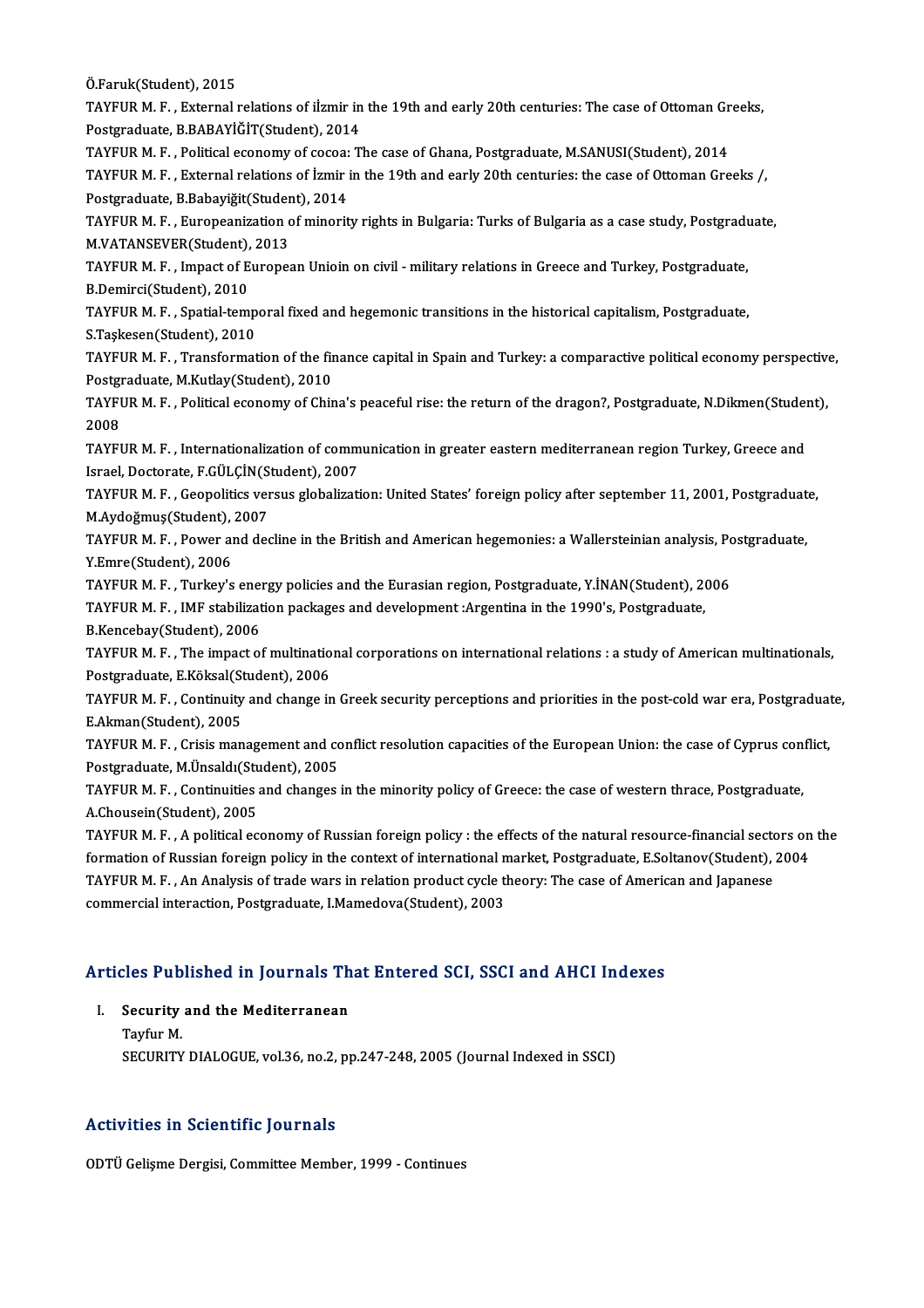Ö.Faruk(Student), 2015

TAYFUR M. F. , External relations of iİzmir in the 19th and early 20th centuries: The case of Ottoman Greeks, Postgraduate, B.BABAYİĞİT(Student), 2014

TAYFUR M. F. , Political economy of cocoa: The case of Ghana, Postgraduate, M.SANUSI(Student), 2014

TAYFUR M. F. , External relations of İzmir in the 19th and early 20th centuries: the case of Ottoman Greeks /, Postgraduate, B.Babayiğit(Student), 2014

TAYFUR M. F. , Europeanization of minority rights in Bulgaria: Turks of Bulgaria as a case study, Postgraduate, M.VATANSEVER(Student), 2013

TAYFUR M. F. , Impact of European Unioin on civil - military relations in Greece and Turkey, Postgraduate, B.Demirci(Student), 2010

TAYFUR M. F. , Spatial-temporal fixed and hegemonic transitions in the historical capitalism, Postgraduate, S.Taşkesen(Student), 2010

TAYFUR M. F. , Transformation of the finance capital in Spain and Turkey: a comparactive political economy perspective, Postgraduate, M.Kutlay(Student), 2010

TAYFUR M. F. , Political economy of China's peaceful rise: the return of the dragon?, Postgraduate, N.Dikmen(Student), 2008

TAYFUR M. F. , Internationalization of communication in greater eastern mediterranean region Turkey, Greece and Israel, Doctorate, F.GÜLÇİN(Student), 2007

TAYFUR M. F. , Geopolitics versus globalization: United States' foreign policy after september 11, 2001, Postgraduate, M.Aydoğmuş(Student), 2007

TAYFUR M. F. , Power and decline in the British and American hegemonies: a Wallersteinian analysis, Postgraduate, Y.Emre(Student), 2006

TAYFUR M. F. , Turkey's energy policies and the Eurasian region, Postgraduate, Y.İNAN(Student), 2006

TAYFUR M. F. , IMF stabilization packages and development :Argentina in the 1990's, Postgraduate, B.Kencebay(Student), 2006

TAYFUR M. F. , The impact of multinational corporations on international relations : a study of American multinationals, Postgraduate, E.Köksal(Student), 2006

TAYFUR M. F. , Continuity and change in Greek security perceptions and priorities in the post-cold war era, Postgraduate, E.Akman(Student), 2005

TAYFUR M. F. , Crisis management and conflict resolution capacities of the European Union: the case of Cyprus conflict, Postgraduate, M.Ünsaldı(Student), 2005

TAYFUR M. F. , Continuities and changes in the minority policy of Greece: the case of western thrace, Postgraduate, A.Chousein(Student), 2005

TAYFUR M. F. , A political economy of Russian foreign policy : the effects of the natural resource-financial sectors on the formation of Russian foreign policy in the context of international market, Postgraduate, E.Soltanov(Student), 2004

TAYFUR M. F. , An Analysis of trade wars in relation product cycle theory: The case of American and Japanese commercial interaction, Postgraduate, I.Mamedova(Student), 2003

## Articles Published in Journals That Entered SCI, SSCI and AHCI Indexes

I. **Security and the Mediterranean**
   Tayfur M.
   SECURITY DIALOGUE, vol.36, no.2, pp.247-248, 2005 (Journal Indexed in SSCI)

## Activities in Scientific Journals

ODTÜ Gelişme Dergisi, Committee Member, 1999 - Continues